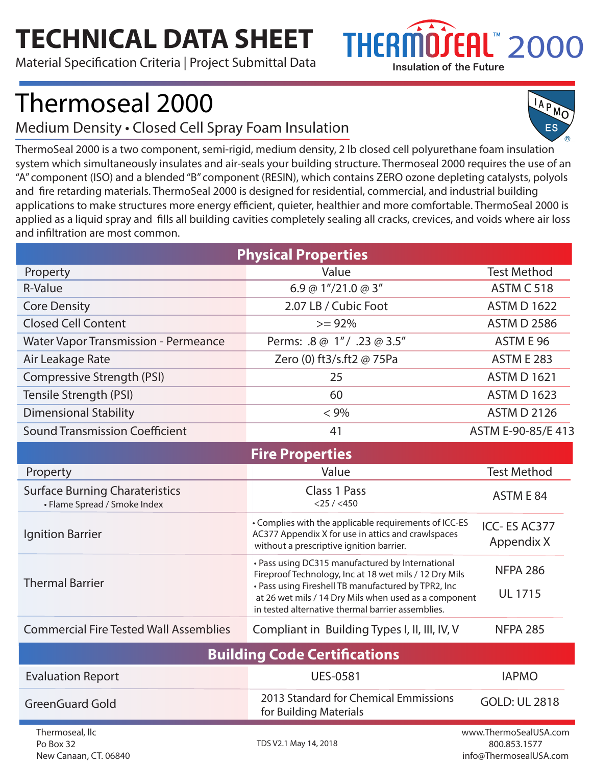# TECHNICAL DATA SHEET

Material Specification Criteria | Project Submittal Data

THERMOSEAL™ 2000
Insulation of the Future

## Thermoseal 2000

### Medium Density • Closed Cell Spray Foam Insulation

ThermoSeal 2000 is a two component, semi-rigid, medium density, 2 lb closed cell polyurethane foam insulation system which simultaneously insulates and air-seals your building structure. Thermoseal 2000 requires the use of an "A" component (ISO) and a blended "B" component (RESIN), which contains ZERO ozone depleting catalysts, polyols and fire retarding materials. ThermoSeal 2000 is designed for residential, commercial, and industrial building applications to make structures more energy efficient, quieter, healthier and more comfortable. ThermoSeal 2000 is applied as a liquid spray and fills all building cavities completely sealing all cracks, crevices, and voids where air loss and infiltration are most common.

| Physical Properties | | |
|---|---|---|
| Property | Value | Test Method |
| R-Value | 6.9 @ 1"/21.0 @ 3" | ASTM C 518 |
| Core Density | 2.07 LB / Cubic Foot | ASTM D 1622 |
| Closed Cell Content | >= 92% | ASTM D 2586 |
| Water Vapor Transmission - Permeance | Perms: .8 @ 1" / .23 @ 3.5" | ASTM E 96 |
| Air Leakage Rate | Zero (0) ft3/s.ft2 @ 75Pa | ASTM E 283 |
| Compressive Strength (PSI) | 25 | ASTM D 1621 |
| Tensile Strength (PSI) | 60 | ASTM D 1623 |
| Dimensional Stability | < 9% | ASTM D 2126 |
| Sound Transmission Coefficient | 41 | ASTM E-90-85/E 413 |

| Fire Properties | | |
|---|---|---|
| Property | Value | Test Method |
| Surface Burning Charateristics • Flame Spread / Smoke Index | Class 1 Pass <25 / <450 | ASTM E 84 |
| Ignition Barrier | • Complies with the applicable requirements of ICC-ES AC377 Appendix X for use in attics and crawlspaces without a prescriptive ignition barrier. | ICC- ES AC377 Appendix X |
| Thermal Barrier | • Pass using DC315 manufactured by International Fireproof Technology, Inc at 18 wet mils / 12 Dry Mils • Pass using Fireshell TB manufactured by TPR2, Inc at 26 wet mils / 14 Dry Mils when used as a component in tested alternative thermal barrier assemblies. | NFPA 286 UL 1715 |
| Commercial Fire Tested Wall Assemblies | Compliant in Building Types I, II, III, IV, V | NFPA 285 |

| Building Code Certifications | | |
|---|---|---|
| Evaluation Report | UES-0581 | IAPMO |
| GreenGuard Gold | 2013 Standard for Chemical Emmissions for Building Materials | GOLD: UL 2818 |

Thermoseal, llc
Po Box 32
New Canaan, CT. 06840

TDS V2.1 May 14, 2018

www.ThermoSealUSA.com
800.853.1577
info@ThermosealUSA.com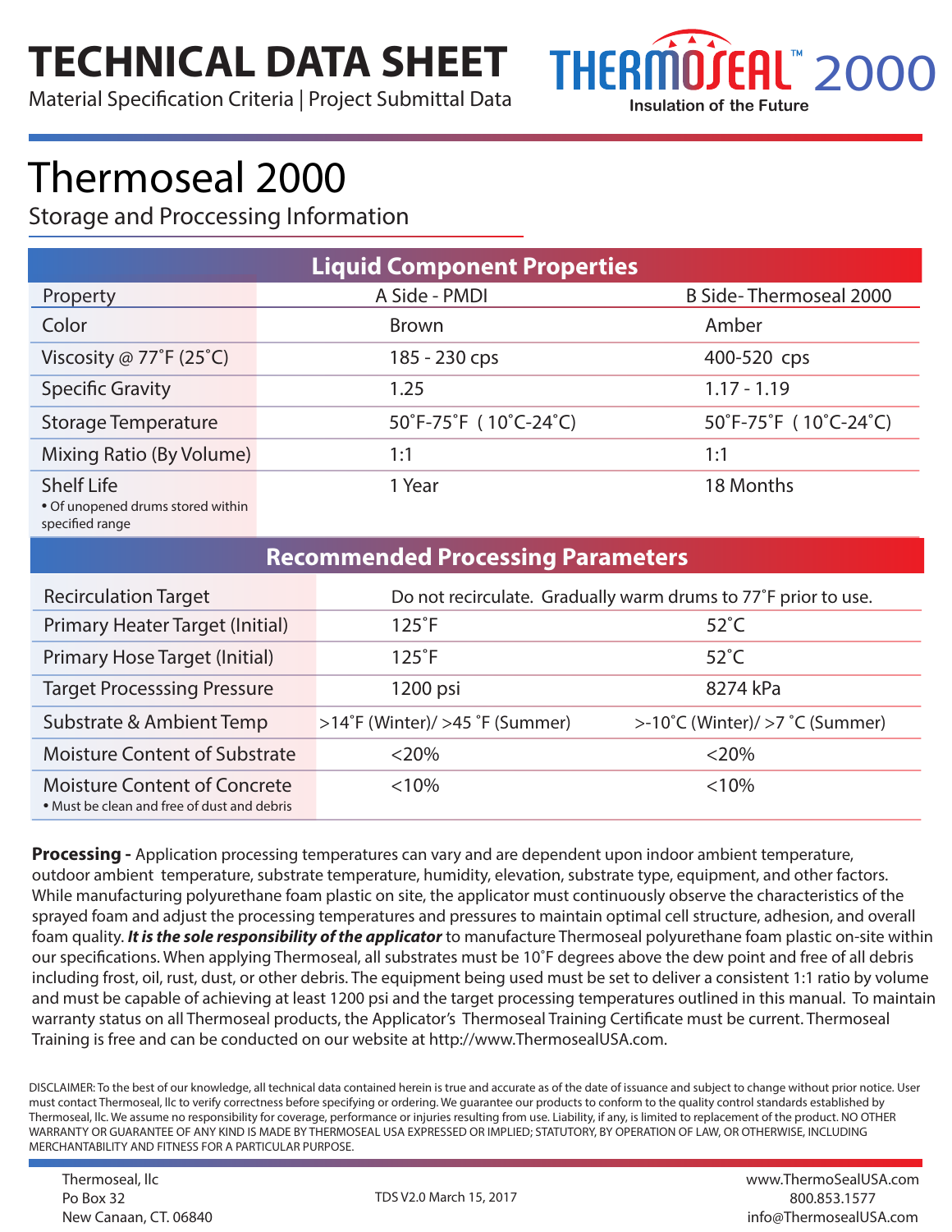# TECHNICAL DATA SHEET

Material Specification Criteria | Project Submittal Data

THERMOSEAL™ 2000
Insulation of the Future

# Thermoseal 2000

Storage and Proccessing Information

| Liquid Component Properties | | |
|---|---|---|
| Property | A Side - PMDI | B Side- Thermoseal 2000 |
| Color | Brown | Amber |
| Viscosity @ 77˚F (25˚C) | 185 - 230 cps | 400-520 cps |
| Specific Gravity | 1.25 | 1.17 - 1.19 |
| Storage Temperature | 50˚F-75˚F (10˚C-24˚C) | 50˚F-75˚F (10˚C-24˚C) |
| Mixing Ratio (By Volume) | 1:1 | 1:1 |
| Shelf Life • Of unopened drums stored within specified range | 1 Year | 18 Months |

| Recommended Processing Parameters | | |
|---|---|---|
| Recirculation Target | Do not recirculate. Gradually warm drums to 77˚F prior to use. | |
| Primary Heater Target (Initial) | 125˚F | 52˚C |
| Primary Hose Target (Initial) | 125˚F | 52˚C |
| Target Processsing Pressure | 1200 psi | 8274 kPa |
| Substrate & Ambient Temp | >14˚F (Winter)/ >45 ˚F (Summer) | >-10˚C (Winter)/ >7 ˚C (Summer) |
| Moisture Content of Substrate | <20% | <20% |
| Moisture Content of Concrete • Must be clean and free of dust and debris | <10% | <10% |

**Processing -** Application processing temperatures can vary and are dependent upon indoor ambient temperature, outdoor ambient temperature, substrate temperature, humidity, elevation, substrate type, equipment, and other factors. While manufacturing polyurethane foam plastic on site, the applicator must continuously observe the characteristics of the sprayed foam and adjust the processing temperatures and pressures to maintain optimal cell structure, adhesion, and overall foam quality. ***It is the sole responsibility of the applicator*** to manufacture Thermoseal polyurethane foam plastic on-site within our specifications. When applying Thermoseal, all substrates must be 10˚F degrees above the dew point and free of all debris including frost, oil, rust, dust, or other debris. The equipment being used must be set to deliver a consistent 1:1 ratio by volume and must be capable of achieving at least 1200 psi and the target processing temperatures outlined in this manual. To maintain warranty status on all Thermoseal products, the Applicator's Thermoseal Training Certificate must be current. Thermoseal Training is free and can be conducted on our website at http://www.ThermosealUSA.com.

DISCLAIMER: To the best of our knowledge, all technical data contained herein is true and accurate as of the date of issuance and subject to change without prior notice. User must contact Thermoseal, llc to verify correctness before specifying or ordering. We guarantee our products to conform to the quality control standards established by Thermoseal, llc. We assume no responsibility for coverage, performance or injuries resulting from use. Liability, if any, is limited to replacement of the product. NO OTHER WARRANTY OR GUARANTEE OF ANY KIND IS MADE BY THERMOSEAL USA EXPRESSED OR IMPLIED; STATUTORY, BY OPERATION OF LAW, OR OTHERWISE, INCLUDING MERCHANTABILITY AND FITNESS FOR A PARTICULAR PURPOSE.

Thermoseal, llc
Po Box 32
New Canaan, CT. 06840

TDS V2.0 March 15, 2017

www.ThermoSealUSA.com
800.853.1577
info@ThermosealUSA.com